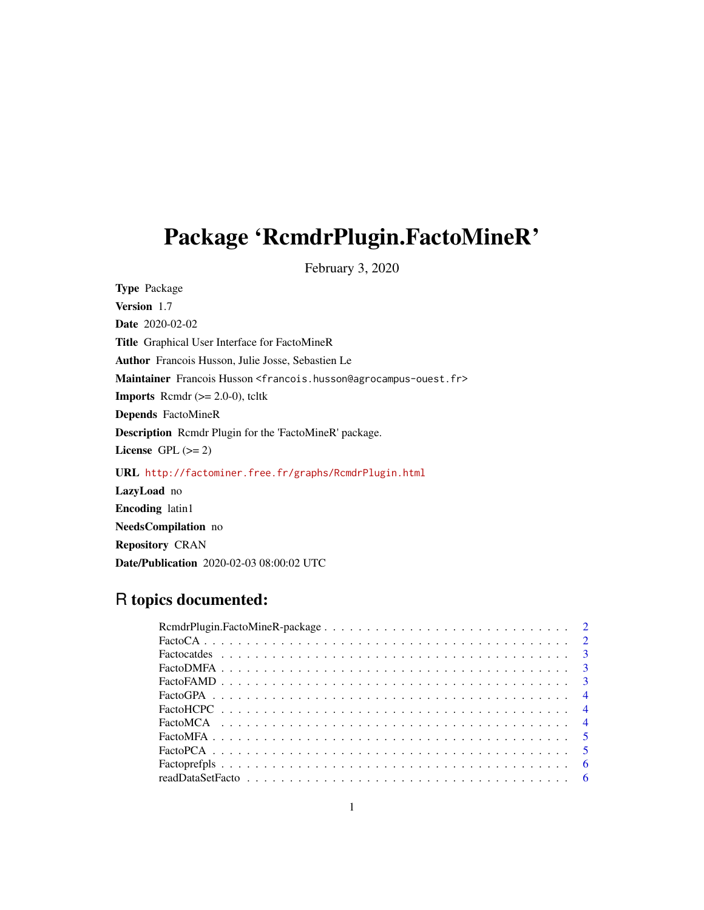# Package 'RcmdrPlugin.FactoMineR'

February 3, 2020

**Type** Package

**Version** 1.7

**Date** 2020-02-02

**Title** Graphical User Interface for FactoMineR

**Author** Francois Husson, Julie Josse, Sebastien Le

**Maintainer** Francois Husson <francois.husson@agrocampus-ouest.fr>

**Imports** Rcmdr (>= 2.0-0), tcltk

**Depends** FactoMineR

**Description** Rcmdr Plugin for the 'FactoMineR' package.

**License** GPL (>= 2)

**URL** http://factominer.free.fr/graphs/RcmdrPlugin.html

**LazyLoad** no

**Encoding** latin1

**NeedsCompilation** no

**Repository** CRAN

**Date/Publication** 2020-02-03 08:00:02 UTC

## R topics documented:

| Topic | Page |
|---|---|
| RcmdrPlugin.FactoMineR-package | 2 |
| FactoCA | 2 |
| Factocatdes | 3 |
| FactoDMFA | 3 |
| FactoFAMD | 3 |
| FactoGPA | 4 |
| FactoHCPC | 4 |
| FactoMCA | 4 |
| FactoMFA | 5 |
| FactoPCA | 5 |
| Factoprefpls | 6 |
| readDataSetFacto | 6 |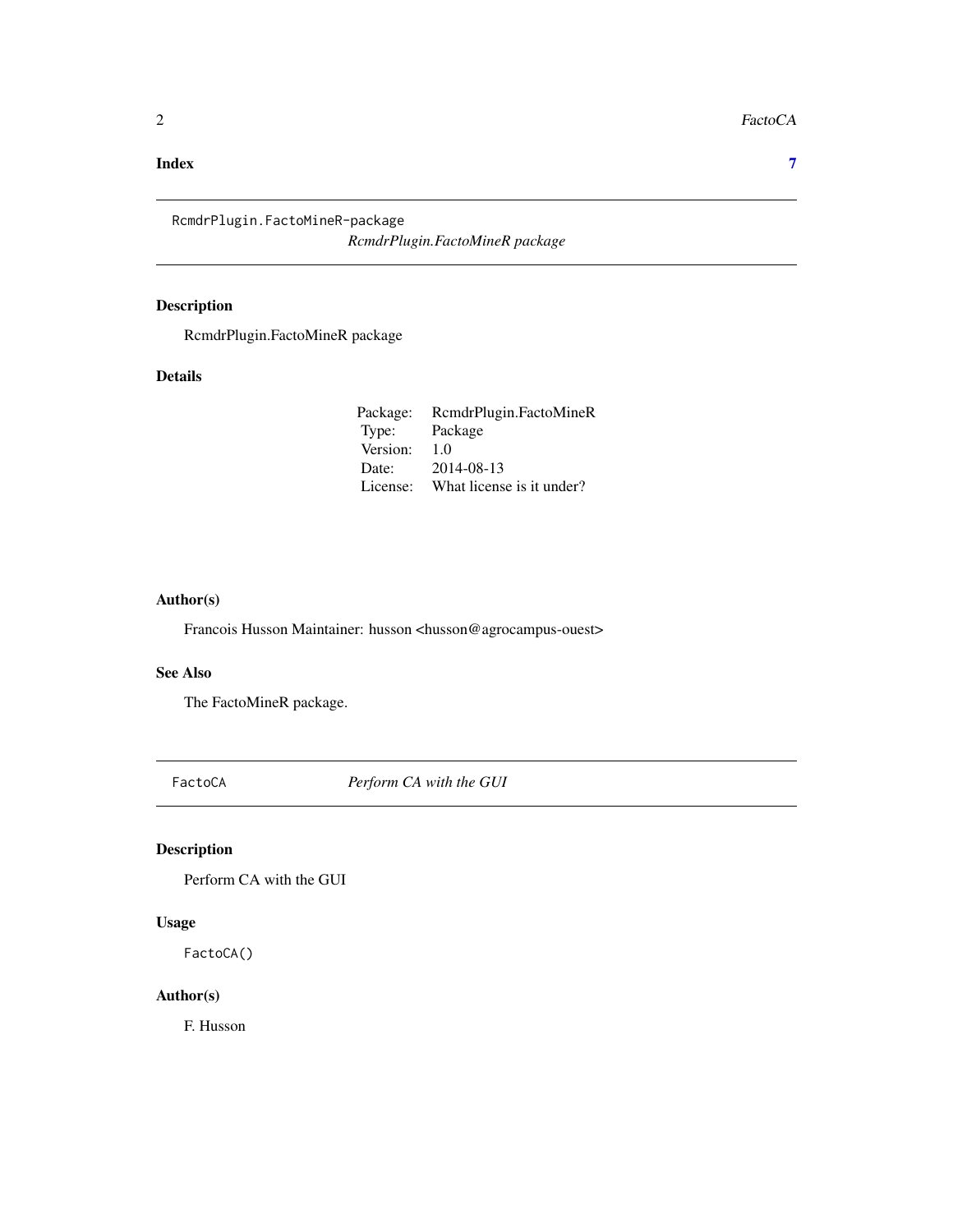**Index** **7**

---

`RcmdrPlugin.FactoMineR-package`
*RcmdrPlugin.FactoMineR package*

---

### Description

RcmdrPlugin.FactoMineR package

### Details

| | |
|---|---|
| Package: | RcmdrPlugin.FactoMineR |
| Type: | Package |
| Version: | 1.0 |
| Date: | 2014-08-13 |
| License: | What license is it under? |

### Author(s)

Francois Husson Maintainer: husson <husson@agrocampus-ouest>

### See Also

The FactoMineR package.

---

`FactoCA` *Perform CA with the GUI*

---

### Description

Perform CA with the GUI

### Usage

```
FactoCA()
```

### Author(s)

F. Husson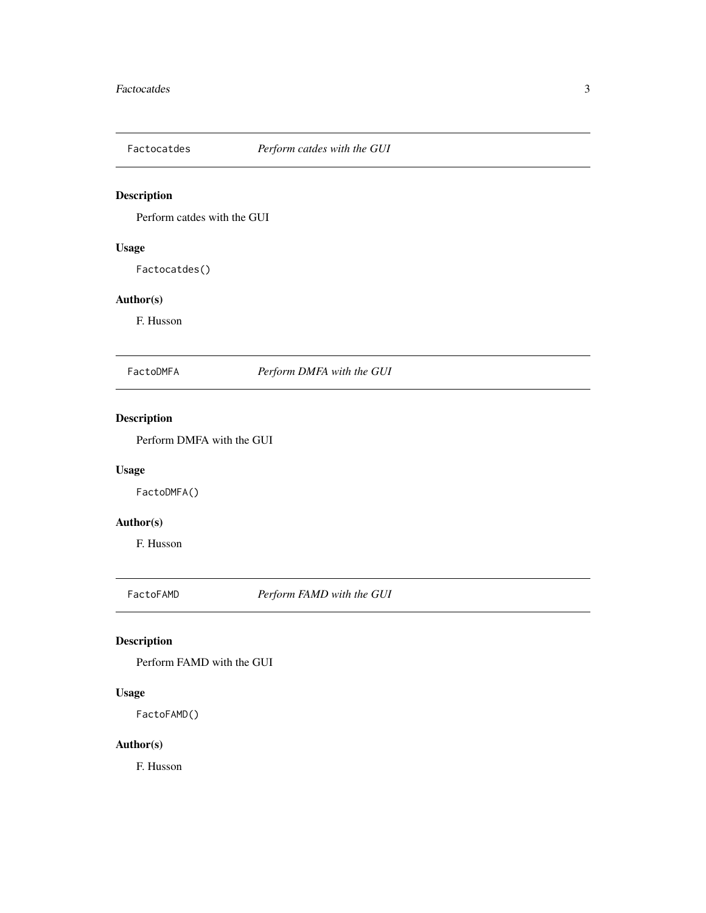## Factocatdes — *Perform catdes with the GUI*

### Description

Perform catdes with the GUI

### Usage

```
Factocatdes()
```

### Author(s)

F. Husson

## FactoDMFA — *Perform DMFA with the GUI*

### Description

Perform DMFA with the GUI

### Usage

```
FactoDMFA()
```

### Author(s)

F. Husson

## FactoFAMD — *Perform FAMD with the GUI*

### Description

Perform FAMD with the GUI

### Usage

```
FactoFAMD()
```

### Author(s)

F. Husson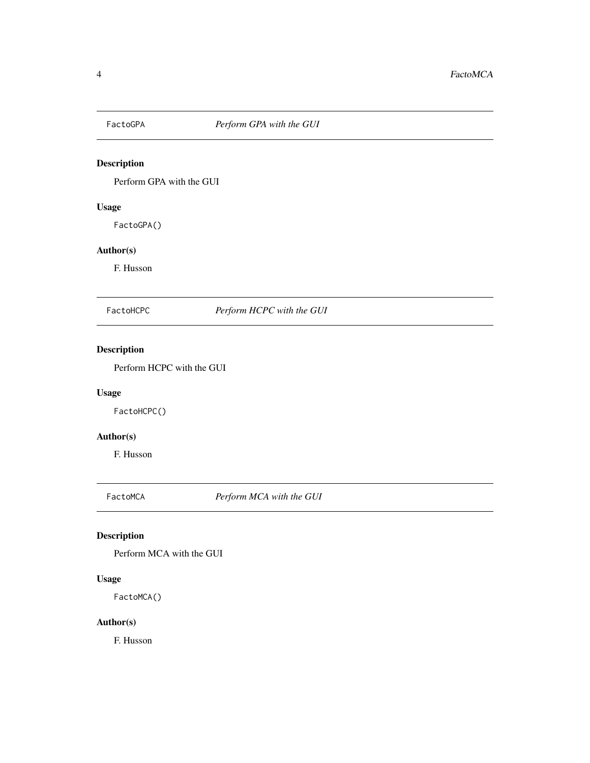## FactoGPA — *Perform GPA with the GUI*

### Description

Perform GPA with the GUI

### Usage

```
FactoGPA()
```

### Author(s)

F. Husson

## FactoHCPC — *Perform HCPC with the GUI*

### Description

Perform HCPC with the GUI

### Usage

```
FactoHCPC()
```

### Author(s)

F. Husson

## FactoMCA — *Perform MCA with the GUI*

### Description

Perform MCA with the GUI

### Usage

```
FactoMCA()
```

### Author(s)

F. Husson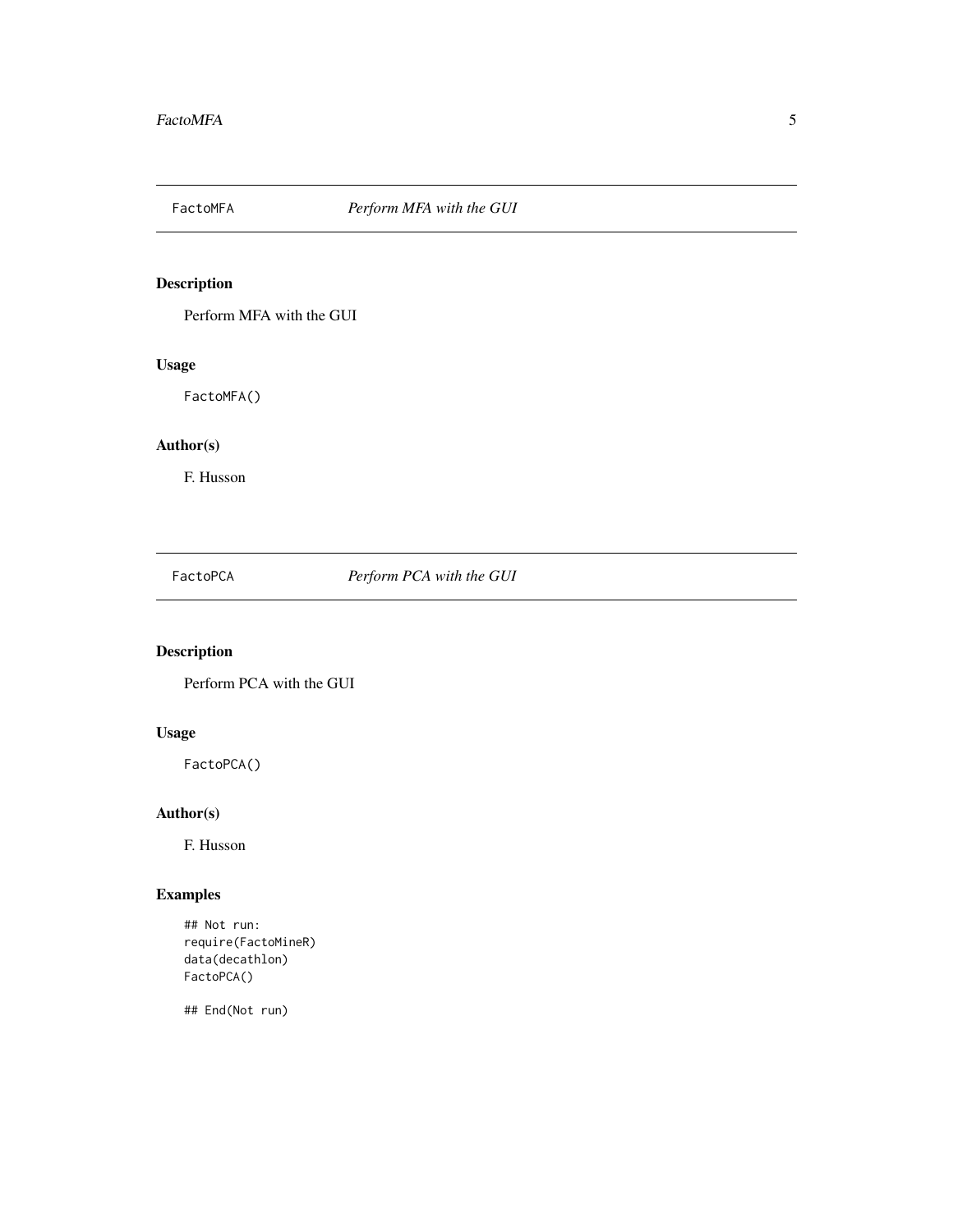## FactoMFA — *Perform MFA with the GUI*

### Description

Perform MFA with the GUI

### Usage

```
FactoMFA()
```

### Author(s)

F. Husson

## FactoPCA — *Perform PCA with the GUI*

### Description

Perform PCA with the GUI

### Usage

```
FactoPCA()
```

### Author(s)

F. Husson

### Examples

```
## Not run:
require(FactoMineR)
data(decathlon)
FactoPCA()

## End(Not run)
```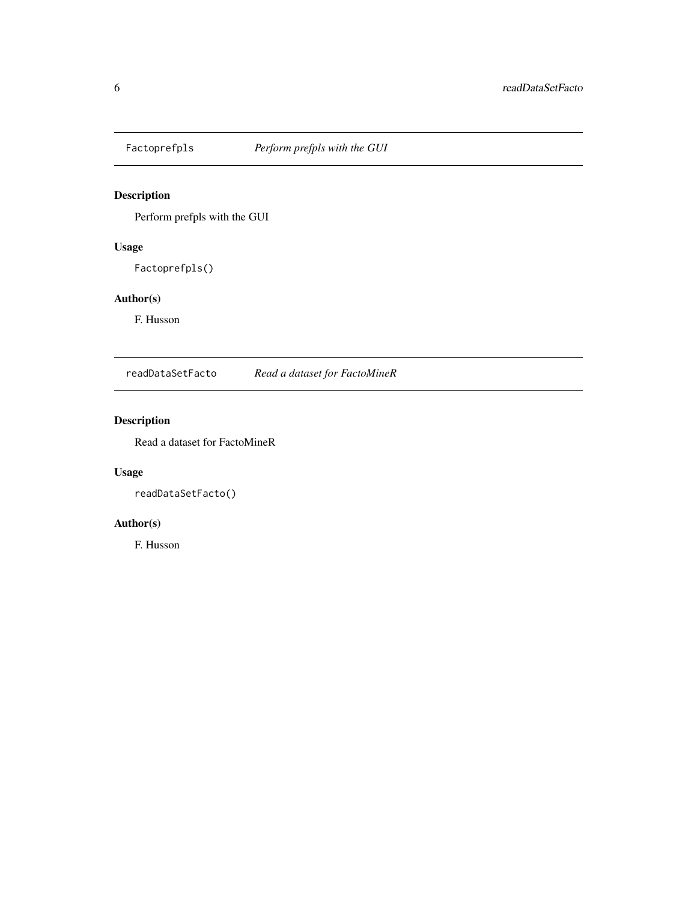## Factoprefpls *Perform prefpls with the GUI*

### Description

Perform prefpls with the GUI

### Usage

```
Factoprefpls()
```

### Author(s)

F. Husson

## readDataSetFacto *Read a dataset for FactoMineR*

### Description

Read a dataset for FactoMineR

### Usage

```
readDataSetFacto()
```

### Author(s)

F. Husson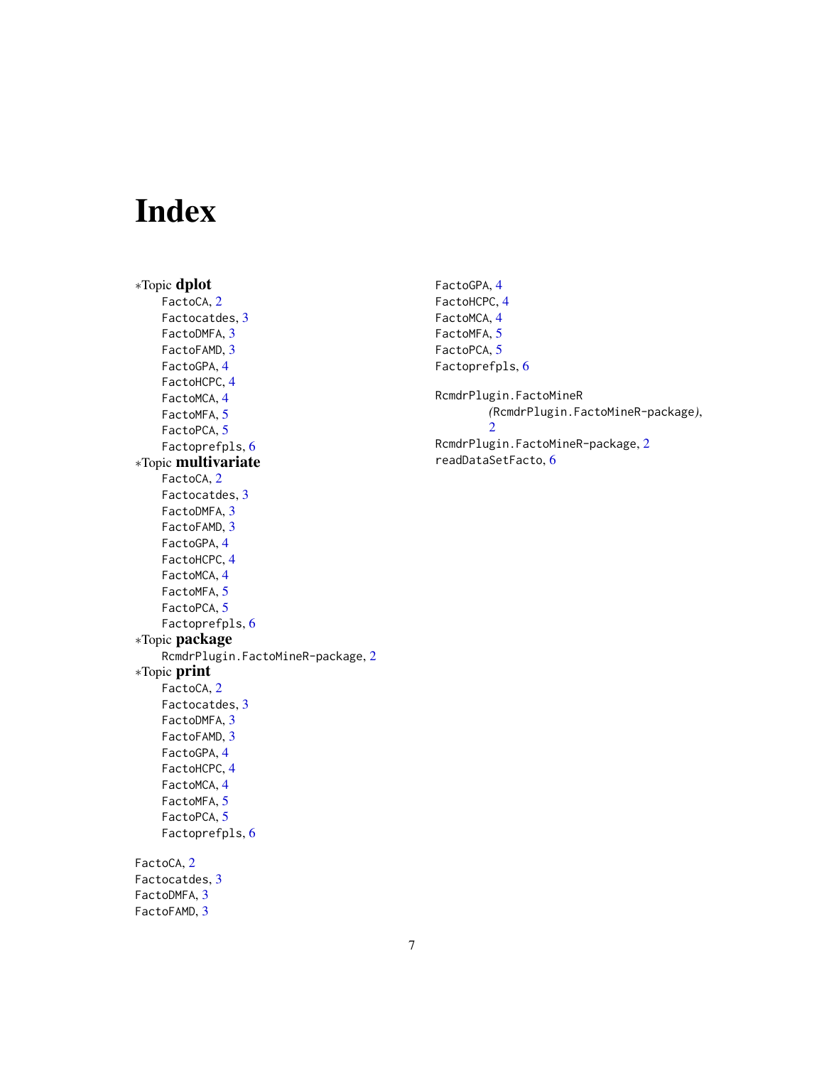# Index

*Topic **dplot**
- FactoCA, 2
- Factocatdes, 3
- FactoDMFA, 3
- FactoFAMD, 3
- FactoGPA, 4
- FactoHCPC, 4
- FactoMCA, 4
- FactoMFA, 5
- FactoPCA, 5
- Factoprefpls, 6

*Topic **multivariate**
- FactoCA, 2
- Factocatdes, 3
- FactoDMFA, 3
- FactoFAMD, 3
- FactoGPA, 4
- FactoHCPC, 4
- FactoMCA, 4
- FactoMFA, 5
- FactoPCA, 5
- Factoprefpls, 6

*Topic **package**
- RcmdrPlugin.FactoMineR-package, 2

*Topic **print**
- FactoCA, 2
- Factocatdes, 3
- FactoDMFA, 3
- FactoFAMD, 3
- FactoGPA, 4
- FactoHCPC, 4
- FactoMCA, 4
- FactoMFA, 5
- FactoPCA, 5
- Factoprefpls, 6

FactoCA, 2
Factocatdes, 3
FactoDMFA, 3
FactoFAMD, 3
FactoGPA, 4
FactoHCPC, 4
FactoMCA, 4
FactoMFA, 5
FactoPCA, 5
Factoprefpls, 6

RcmdrPlugin.FactoMineR (RcmdrPlugin.FactoMineR-package), 2
RcmdrPlugin.FactoMineR-package, 2
readDataSetFacto, 6